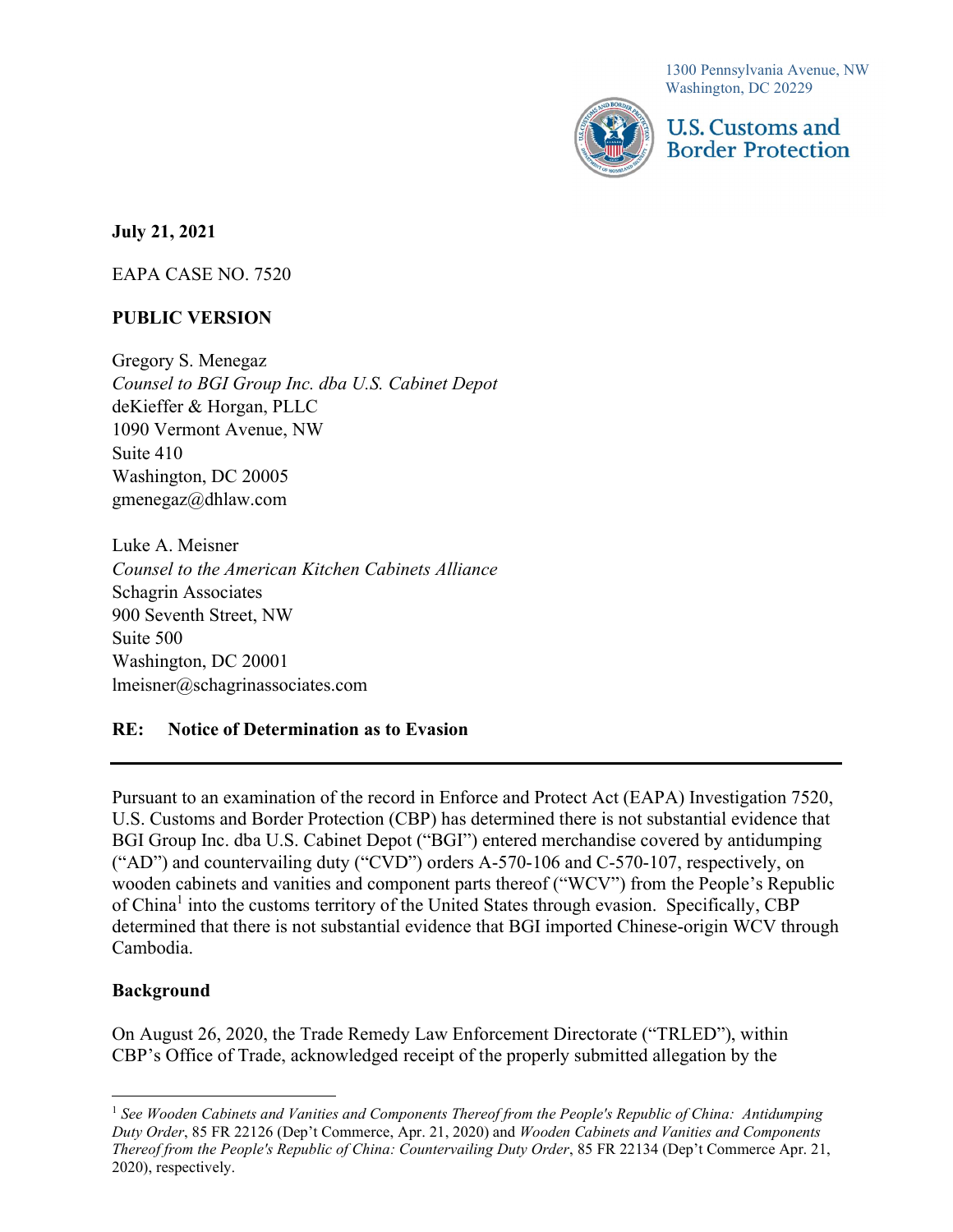1300 Pennsylvania Avenue, NW
Washington, DC 20229

U.S. Customs and Border Protection

**July 21, 2021**

EAPA CASE NO. 7520

**PUBLIC VERSION**

Gregory S. Menegaz
*Counsel to BGI Group Inc. dba U.S. Cabinet Depot*
deKieffer & Horgan, PLLC
1090 Vermont Avenue, NW
Suite 410
Washington, DC 20005
gmenegaz@dhlaw.com

Luke A. Meisner
*Counsel to the American Kitchen Cabinets Alliance*
Schagrin Associates
900 Seventh Street, NW
Suite 500
Washington, DC 20001
lmeisner@schagrinassociates.com

**RE: Notice of Determination as to Evasion**

---

Pursuant to an examination of the record in Enforce and Protect Act (EAPA) Investigation 7520, U.S. Customs and Border Protection (CBP) has determined there is not substantial evidence that BGI Group Inc. dba U.S. Cabinet Depot ("BGI") entered merchandise covered by antidumping ("AD") and countervailing duty ("CVD") orders A-570-106 and C-570-107, respectively, on wooden cabinets and vanities and component parts thereof ("WCV") from the People's Republic of China[1] into the customs territory of the United States through evasion. Specifically, CBP determined that there is not substantial evidence that BGI imported Chinese-origin WCV through Cambodia.

**Background**

On August 26, 2020, the Trade Remedy Law Enforcement Directorate ("TRLED"), within CBP's Office of Trade, acknowledged receipt of the properly submitted allegation by the

---

[1] *See Wooden Cabinets and Vanities and Components Thereof from the People's Republic of China: Antidumping Duty Order*, 85 FR 22126 (Dep't Commerce, Apr. 21, 2020) and *Wooden Cabinets and Vanities and Components Thereof from the People's Republic of China: Countervailing Duty Order*, 85 FR 22134 (Dep't Commerce Apr. 21, 2020), respectively.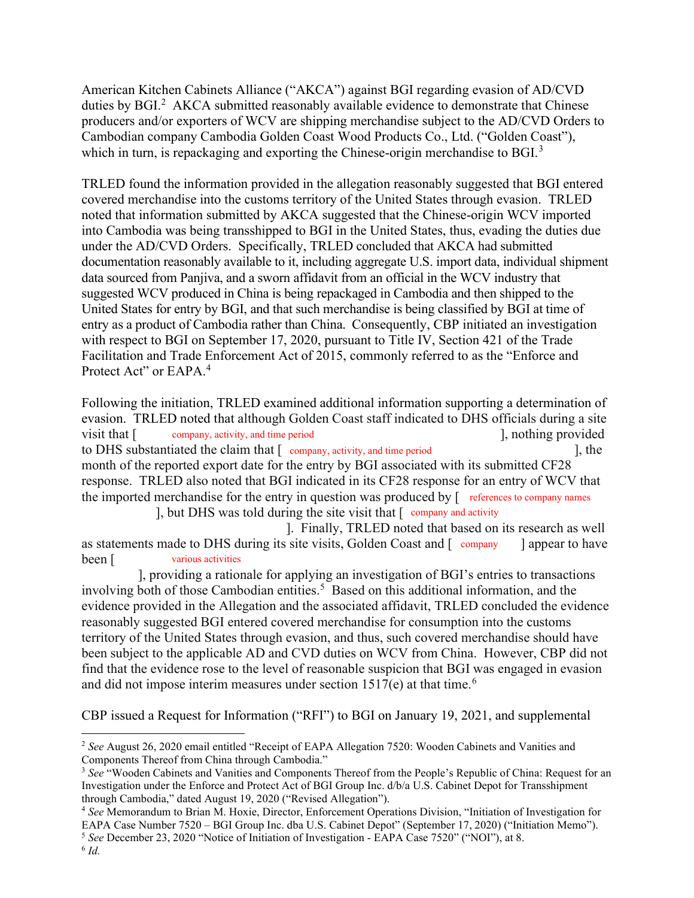American Kitchen Cabinets Alliance ("AKCA") against BGI regarding evasion of AD/CVD duties by BGI.[2] AKCA submitted reasonably available evidence to demonstrate that Chinese producers and/or exporters of WCV are shipping merchandise subject to the AD/CVD Orders to Cambodian company Cambodia Golden Coast Wood Products Co., Ltd. ("Golden Coast"), which in turn, is repackaging and exporting the Chinese-origin merchandise to BGI.[3]

TRLED found the information provided in the allegation reasonably suggested that BGI entered covered merchandise into the customs territory of the United States through evasion. TRLED noted that information submitted by AKCA suggested that the Chinese-origin WCV imported into Cambodia was being transshipped to BGI in the United States, thus, evading the duties due under the AD/CVD Orders. Specifically, TRLED concluded that AKCA had submitted documentation reasonably available to it, including aggregate U.S. import data, individual shipment data sourced from Panjiva, and a sworn affidavit from an official in the WCV industry that suggested WCV produced in China is being repackaged in Cambodia and then shipped to the United States for entry by BGI, and that such merchandise is being classified by BGI at time of entry as a product of Cambodia rather than China. Consequently, CBP initiated an investigation with respect to BGI on September 17, 2020, pursuant to Title IV, Section 421 of the Trade Facilitation and Trade Enforcement Act of 2015, commonly referred to as the "Enforce and Protect Act" or EAPA.[4]

Following the initiation, TRLED examined additional information supporting a determination of evasion. TRLED noted that although Golden Coast staff indicated to DHS officials during a site visit that [ company, activity, and time period ], nothing provided to DHS substantiated the claim that [ company, activity, and time period ], the month of the reported export date for the entry by BGI associated with its submitted CF28 response. TRLED also noted that BGI indicated in its CF28 response for an entry of WCV that the imported merchandise for the entry in question was produced by [ references to company names ], but DHS was told during the site visit that [ company and activity ]. Finally, TRLED noted that based on its research as well as statements made to DHS during its site visits, Golden Coast and [ company ] appear to have been [ various activities ], providing a rationale for applying an investigation of BGI's entries to transactions involving both of those Cambodian entities.[5] Based on this additional information, and the evidence provided in the Allegation and the associated affidavit, TRLED concluded the evidence reasonably suggested BGI entered covered merchandise for consumption into the customs territory of the United States through evasion, and thus, such covered merchandise should have been subject to the applicable AD and CVD duties on WCV from China. However, CBP did not find that the evidence rose to the level of reasonable suspicion that BGI was engaged in evasion and did not impose interim measures under section 1517(e) at that time.[6]

CBP issued a Request for Information ("RFI") to BGI on January 19, 2021, and supplemental

---

[2] *See* August 26, 2020 email entitled "Receipt of EAPA Allegation 7520: Wooden Cabinets and Vanities and Components Thereof from China through Cambodia."

[3] *See* "Wooden Cabinets and Vanities and Components Thereof from the People's Republic of China: Request for an Investigation under the Enforce and Protect Act of BGI Group Inc. d/b/a U.S. Cabinet Depot for Transshipment through Cambodia," dated August 19, 2020 ("Revised Allegation").

[4] *See* Memorandum to Brian M. Hoxie, Director, Enforcement Operations Division, "Initiation of Investigation for EAPA Case Number 7520 – BGI Group Inc. dba U.S. Cabinet Depot" (September 17, 2020) ("Initiation Memo").

[5] *See* December 23, 2020 "Notice of Initiation of Investigation - EAPA Case 7520" ("NOI"), at 8.

[6] *Id.*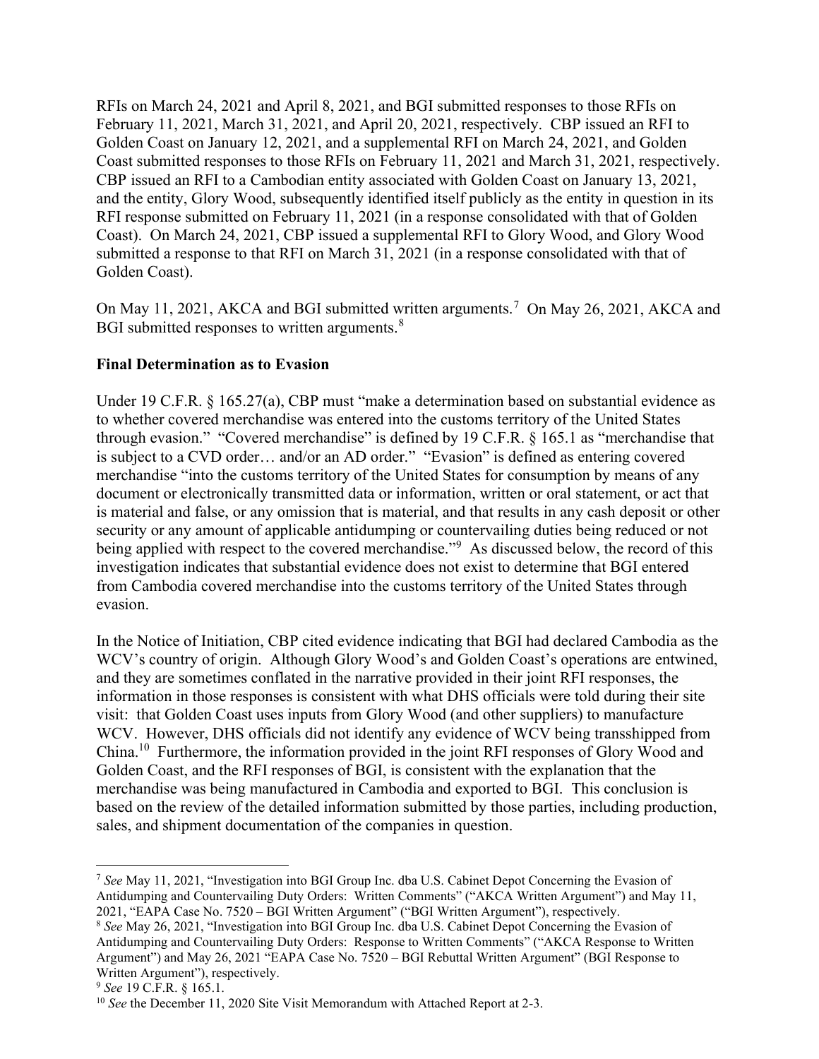RFIs on March 24, 2021 and April 8, 2021, and BGI submitted responses to those RFIs on February 11, 2021, March 31, 2021, and April 20, 2021, respectively. CBP issued an RFI to Golden Coast on January 12, 2021, and a supplemental RFI on March 24, 2021, and Golden Coast submitted responses to those RFIs on February 11, 2021 and March 31, 2021, respectively. CBP issued an RFI to a Cambodian entity associated with Golden Coast on January 13, 2021, and the entity, Glory Wood, subsequently identified itself publicly as the entity in question in its RFI response submitted on February 11, 2021 (in a response consolidated with that of Golden Coast). On March 24, 2021, CBP issued a supplemental RFI to Glory Wood, and Glory Wood submitted a response to that RFI on March 31, 2021 (in a response consolidated with that of Golden Coast).

On May 11, 2021, AKCA and BGI submitted written arguments.[7] On May 26, 2021, AKCA and BGI submitted responses to written arguments.[8]

**Final Determination as to Evasion**

Under 19 C.F.R. § 165.27(a), CBP must "make a determination based on substantial evidence as to whether covered merchandise was entered into the customs territory of the United States through evasion." "Covered merchandise" is defined by 19 C.F.R. § 165.1 as "merchandise that is subject to a CVD order… and/or an AD order." "Evasion" is defined as entering covered merchandise "into the customs territory of the United States for consumption by means of any document or electronically transmitted data or information, written or oral statement, or act that is material and false, or any omission that is material, and that results in any cash deposit or other security or any amount of applicable antidumping or countervailing duties being reduced or not being applied with respect to the covered merchandise."[9] As discussed below, the record of this investigation indicates that substantial evidence does not exist to determine that BGI entered from Cambodia covered merchandise into the customs territory of the United States through evasion.

In the Notice of Initiation, CBP cited evidence indicating that BGI had declared Cambodia as the WCV's country of origin. Although Glory Wood's and Golden Coast's operations are entwined, and they are sometimes conflated in the narrative provided in their joint RFI responses, the information in those responses is consistent with what DHS officials were told during their site visit: that Golden Coast uses inputs from Glory Wood (and other suppliers) to manufacture WCV. However, DHS officials did not identify any evidence of WCV being transshipped from China.[10] Furthermore, the information provided in the joint RFI responses of Glory Wood and Golden Coast, and the RFI responses of BGI, is consistent with the explanation that the merchandise was being manufactured in Cambodia and exported to BGI. This conclusion is based on the review of the detailed information submitted by those parties, including production, sales, and shipment documentation of the companies in question.

---

[7] *See* May 11, 2021, "Investigation into BGI Group Inc. dba U.S. Cabinet Depot Concerning the Evasion of Antidumping and Countervailing Duty Orders: Written Comments" ("AKCA Written Argument") and May 11, 2021, "EAPA Case No. 7520 – BGI Written Argument" ("BGI Written Argument"), respectively.

[8] *See* May 26, 2021, "Investigation into BGI Group Inc. dba U.S. Cabinet Depot Concerning the Evasion of Antidumping and Countervailing Duty Orders: Response to Written Comments" ("AKCA Response to Written Argument") and May 26, 2021 "EAPA Case No. 7520 – BGI Rebuttal Written Argument" (BGI Response to Written Argument"), respectively.

[9] *See* 19 C.F.R. § 165.1.

[10] *See* the December 11, 2020 Site Visit Memorandum with Attached Report at 2-3.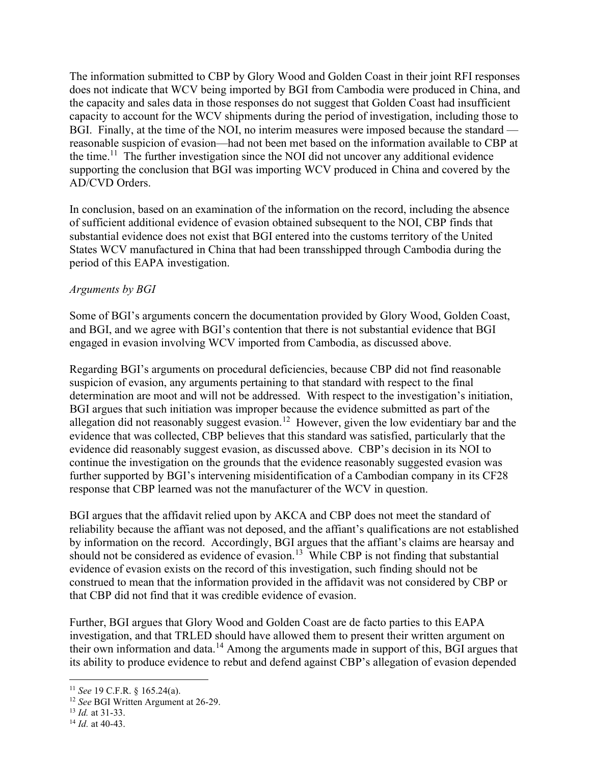The information submitted to CBP by Glory Wood and Golden Coast in their joint RFI responses does not indicate that WCV being imported by BGI from Cambodia were produced in China, and the capacity and sales data in those responses do not suggest that Golden Coast had insufficient capacity to account for the WCV shipments during the period of investigation, including those to BGI. Finally, at the time of the NOI, no interim measures were imposed because the standard — reasonable suspicion of evasion—had not been met based on the information available to CBP at the time.[11] The further investigation since the NOI did not uncover any additional evidence supporting the conclusion that BGI was importing WCV produced in China and covered by the AD/CVD Orders.

In conclusion, based on an examination of the information on the record, including the absence of sufficient additional evidence of evasion obtained subsequent to the NOI, CBP finds that substantial evidence does not exist that BGI entered into the customs territory of the United States WCV manufactured in China that had been transshipped through Cambodia during the period of this EAPA investigation.

*Arguments by BGI*

Some of BGI's arguments concern the documentation provided by Glory Wood, Golden Coast, and BGI, and we agree with BGI's contention that there is not substantial evidence that BGI engaged in evasion involving WCV imported from Cambodia, as discussed above.

Regarding BGI's arguments on procedural deficiencies, because CBP did not find reasonable suspicion of evasion, any arguments pertaining to that standard with respect to the final determination are moot and will not be addressed. With respect to the investigation's initiation, BGI argues that such initiation was improper because the evidence submitted as part of the allegation did not reasonably suggest evasion.[12] However, given the low evidentiary bar and the evidence that was collected, CBP believes that this standard was satisfied, particularly that the evidence did reasonably suggest evasion, as discussed above. CBP's decision in its NOI to continue the investigation on the grounds that the evidence reasonably suggested evasion was further supported by BGI's intervening misidentification of a Cambodian company in its CF28 response that CBP learned was not the manufacturer of the WCV in question.

BGI argues that the affidavit relied upon by AKCA and CBP does not meet the standard of reliability because the affiant was not deposed, and the affiant's qualifications are not established by information on the record. Accordingly, BGI argues that the affiant's claims are hearsay and should not be considered as evidence of evasion.[13] While CBP is not finding that substantial evidence of evasion exists on the record of this investigation, such finding should not be construed to mean that the information provided in the affidavit was not considered by CBP or that CBP did not find that it was credible evidence of evasion.

Further, BGI argues that Glory Wood and Golden Coast are de facto parties to this EAPA investigation, and that TRLED should have allowed them to present their written argument on their own information and data.[14] Among the arguments made in support of this, BGI argues that its ability to produce evidence to rebut and defend against CBP's allegation of evasion depended

---

[11] *See* 19 C.F.R. § 165.24(a).

[12] *See* BGI Written Argument at 26-29.

[13] *Id.* at 31-33.

[14] *Id.* at 40-43.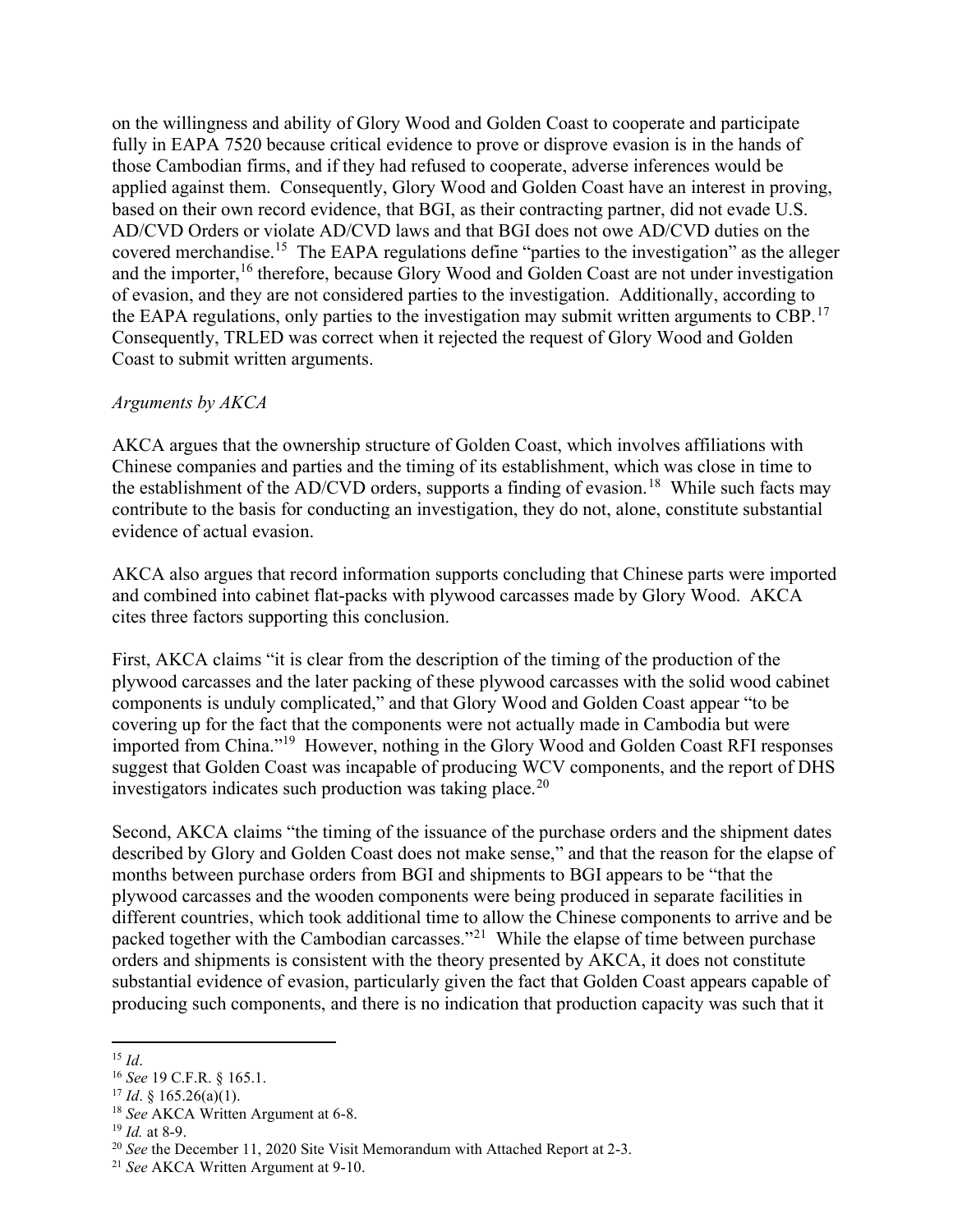on the willingness and ability of Glory Wood and Golden Coast to cooperate and participate fully in EAPA 7520 because critical evidence to prove or disprove evasion is in the hands of those Cambodian firms, and if they had refused to cooperate, adverse inferences would be applied against them. Consequently, Glory Wood and Golden Coast have an interest in proving, based on their own record evidence, that BGI, as their contracting partner, did not evade U.S. AD/CVD Orders or violate AD/CVD laws and that BGI does not owe AD/CVD duties on the covered merchandise.[15] The EAPA regulations define "parties to the investigation" as the alleger and the importer,[16] therefore, because Glory Wood and Golden Coast are not under investigation of evasion, and they are not considered parties to the investigation. Additionally, according to the EAPA regulations, only parties to the investigation may submit written arguments to CBP.[17] Consequently, TRLED was correct when it rejected the request of Glory Wood and Golden Coast to submit written arguments.

*Arguments by AKCA*

AKCA argues that the ownership structure of Golden Coast, which involves affiliations with Chinese companies and parties and the timing of its establishment, which was close in time to the establishment of the AD/CVD orders, supports a finding of evasion.[18] While such facts may contribute to the basis for conducting an investigation, they do not, alone, constitute substantial evidence of actual evasion.

AKCA also argues that record information supports concluding that Chinese parts were imported and combined into cabinet flat-packs with plywood carcasses made by Glory Wood. AKCA cites three factors supporting this conclusion.

First, AKCA claims "it is clear from the description of the timing of the production of the plywood carcasses and the later packing of these plywood carcasses with the solid wood cabinet components is unduly complicated," and that Glory Wood and Golden Coast appear "to be covering up for the fact that the components were not actually made in Cambodia but were imported from China."[19] However, nothing in the Glory Wood and Golden Coast RFI responses suggest that Golden Coast was incapable of producing WCV components, and the report of DHS investigators indicates such production was taking place.[20]

Second, AKCA claims "the timing of the issuance of the purchase orders and the shipment dates described by Glory and Golden Coast does not make sense," and that the reason for the elapse of months between purchase orders from BGI and shipments to BGI appears to be "that the plywood carcasses and the wooden components were being produced in separate facilities in different countries, which took additional time to allow the Chinese components to arrive and be packed together with the Cambodian carcasses."[21] While the elapse of time between purchase orders and shipments is consistent with the theory presented by AKCA, it does not constitute substantial evidence of evasion, particularly given the fact that Golden Coast appears capable of producing such components, and there is no indication that production capacity was such that it

---

[15] *Id*.

[16] *See* 19 C.F.R. § 165.1.

[17] *Id*. § 165.26(a)(1).

[18] *See* AKCA Written Argument at 6-8.

[19] *Id.* at 8-9.

[20] *See* the December 11, 2020 Site Visit Memorandum with Attached Report at 2-3.

[21] *See* AKCA Written Argument at 9-10.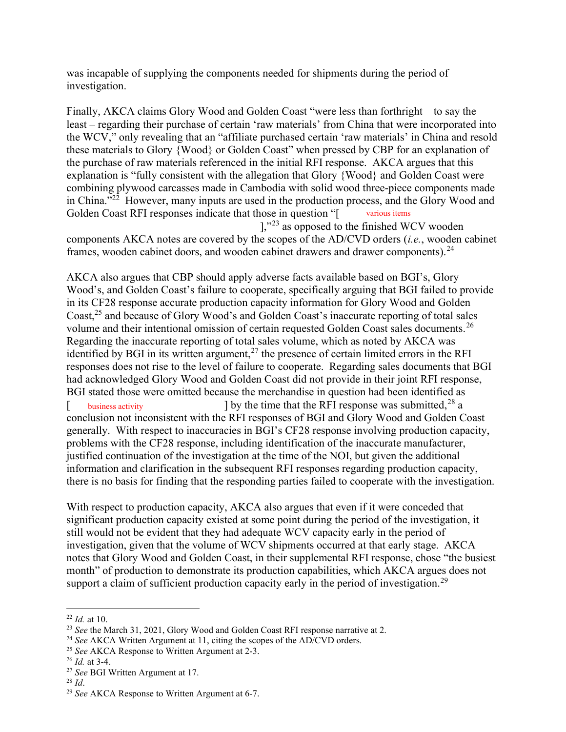was incapable of supplying the components needed for shipments during the period of investigation.

Finally, AKCA claims Glory Wood and Golden Coast "were less than forthright – to say the least – regarding their purchase of certain 'raw materials' from China that were incorporated into the WCV," only revealing that an "affiliate purchased certain 'raw materials' in China and resold these materials to Glory {Wood} or Golden Coast" when pressed by CBP for an explanation of the purchase of raw materials referenced in the initial RFI response. AKCA argues that this explanation is "fully consistent with the allegation that Glory {Wood} and Golden Coast were combining plywood carcasses made in Cambodia with solid wood three-piece components made in China."[22] However, many inputs are used in the production process, and the Glory Wood and Golden Coast RFI responses indicate that those in question "[ various items ],"[23] as opposed to the finished WCV wooden components AKCA notes are covered by the scopes of the AD/CVD orders (*i.e.*, wooden cabinet frames, wooden cabinet doors, and wooden cabinet drawers and drawer components).[24]

AKCA also argues that CBP should apply adverse facts available based on BGI's, Glory Wood's, and Golden Coast's failure to cooperate, specifically arguing that BGI failed to provide in its CF28 response accurate production capacity information for Glory Wood and Golden Coast,[25] and because of Glory Wood's and Golden Coast's inaccurate reporting of total sales volume and their intentional omission of certain requested Golden Coast sales documents.[26] Regarding the inaccurate reporting of total sales volume, which as noted by AKCA was identified by BGI in its written argument,[27] the presence of certain limited errors in the RFI responses does not rise to the level of failure to cooperate. Regarding sales documents that BGI had acknowledged Glory Wood and Golden Coast did not provide in their joint RFI response, BGI stated those were omitted because the merchandise in question had been identified as [ business activity ] by the time that the RFI response was submitted,[28] a conclusion not inconsistent with the RFI responses of BGI and Glory Wood and Golden Coast generally. With respect to inaccuracies in BGI's CF28 response involving production capacity, problems with the CF28 response, including identification of the inaccurate manufacturer, justified continuation of the investigation at the time of the NOI, but given the additional information and clarification in the subsequent RFI responses regarding production capacity, there is no basis for finding that the responding parties failed to cooperate with the investigation.

With respect to production capacity, AKCA also argues that even if it were conceded that significant production capacity existed at some point during the period of the investigation, it still would not be evident that they had adequate WCV capacity early in the period of investigation, given that the volume of WCV shipments occurred at that early stage. AKCA notes that Glory Wood and Golden Coast, in their supplemental RFI response, chose "the busiest month" of production to demonstrate its production capabilities, which AKCA argues does not support a claim of sufficient production capacity early in the period of investigation.[29]

---

[22] *Id.* at 10.

[23] *See* the March 31, 2021, Glory Wood and Golden Coast RFI response narrative at 2.

[24] *See* AKCA Written Argument at 11, citing the scopes of the AD/CVD orders.

[25] *See* AKCA Response to Written Argument at 2-3.

[26] *Id.* at 3-4.

[27] *See* BGI Written Argument at 17.

[28] *Id*.

[29] *See* AKCA Response to Written Argument at 6-7.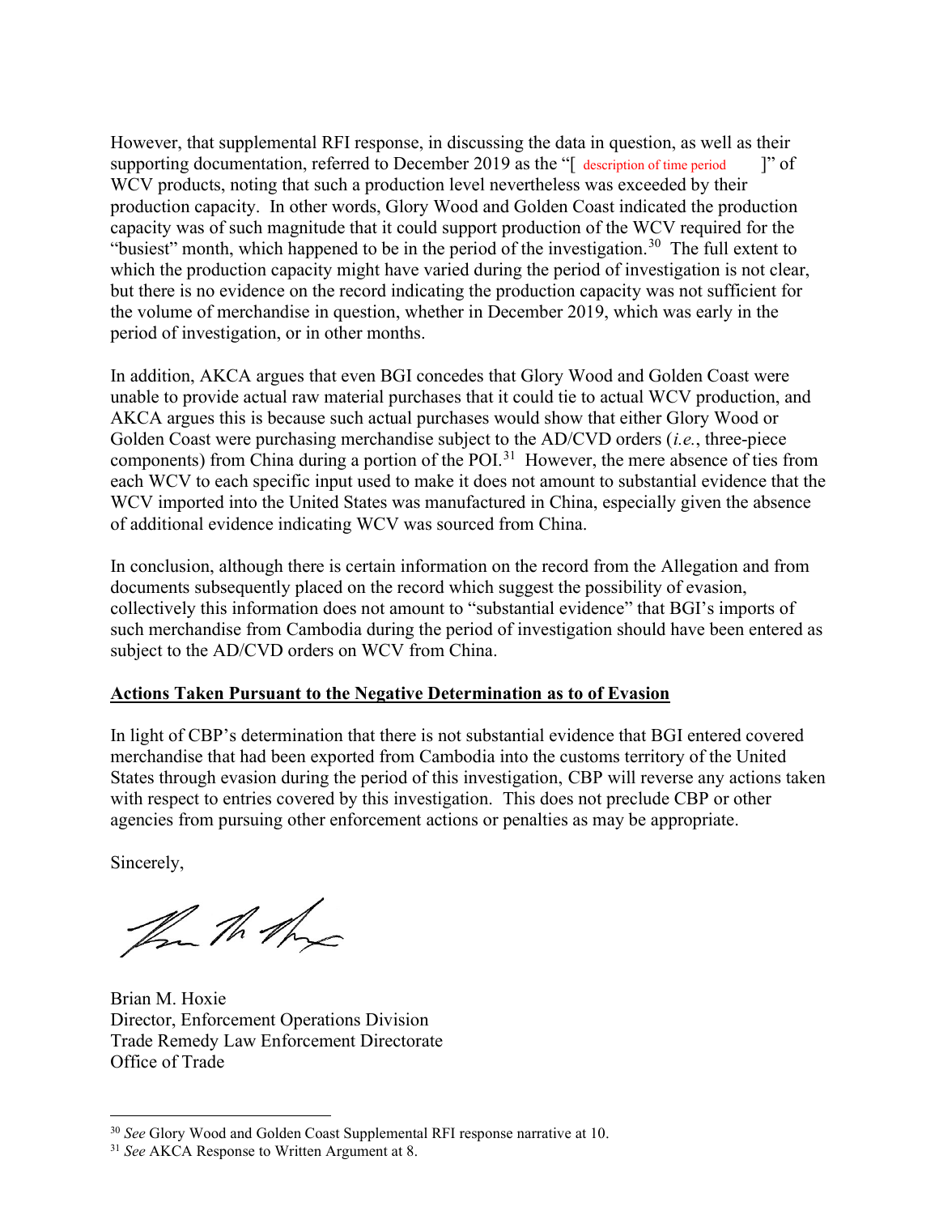However, that supplemental RFI response, in discussing the data in question, as well as their supporting documentation, referred to December 2019 as the "[ description of time period ]" of WCV products, noting that such a production level nevertheless was exceeded by their production capacity. In other words, Glory Wood and Golden Coast indicated the production capacity was of such magnitude that it could support production of the WCV required for the "busiest" month, which happened to be in the period of the investigation.[30] The full extent to which the production capacity might have varied during the period of investigation is not clear, but there is no evidence on the record indicating the production capacity was not sufficient for the volume of merchandise in question, whether in December 2019, which was early in the period of investigation, or in other months.

In addition, AKCA argues that even BGI concedes that Glory Wood and Golden Coast were unable to provide actual raw material purchases that it could tie to actual WCV production, and AKCA argues this is because such actual purchases would show that either Glory Wood or Golden Coast were purchasing merchandise subject to the AD/CVD orders (*i.e.*, three-piece components) from China during a portion of the POI.[31] However, the mere absence of ties from each WCV to each specific input used to make it does not amount to substantial evidence that the WCV imported into the United States was manufactured in China, especially given the absence of additional evidence indicating WCV was sourced from China.

In conclusion, although there is certain information on the record from the Allegation and from documents subsequently placed on the record which suggest the possibility of evasion, collectively this information does not amount to "substantial evidence" that BGI's imports of such merchandise from Cambodia during the period of investigation should have been entered as subject to the AD/CVD orders on WCV from China.

**Actions Taken Pursuant to the Negative Determination as to of Evasion**

In light of CBP's determination that there is not substantial evidence that BGI entered covered merchandise that had been exported from Cambodia into the customs territory of the United States through evasion during the period of this investigation, CBP will reverse any actions taken with respect to entries covered by this investigation. This does not preclude CBP or other agencies from pursuing other enforcement actions or penalties as may be appropriate.

Sincerely,

Brian M. Hoxie
Director, Enforcement Operations Division
Trade Remedy Law Enforcement Directorate
Office of Trade

---

[30] *See* Glory Wood and Golden Coast Supplemental RFI response narrative at 10.

[31] *See* AKCA Response to Written Argument at 8.